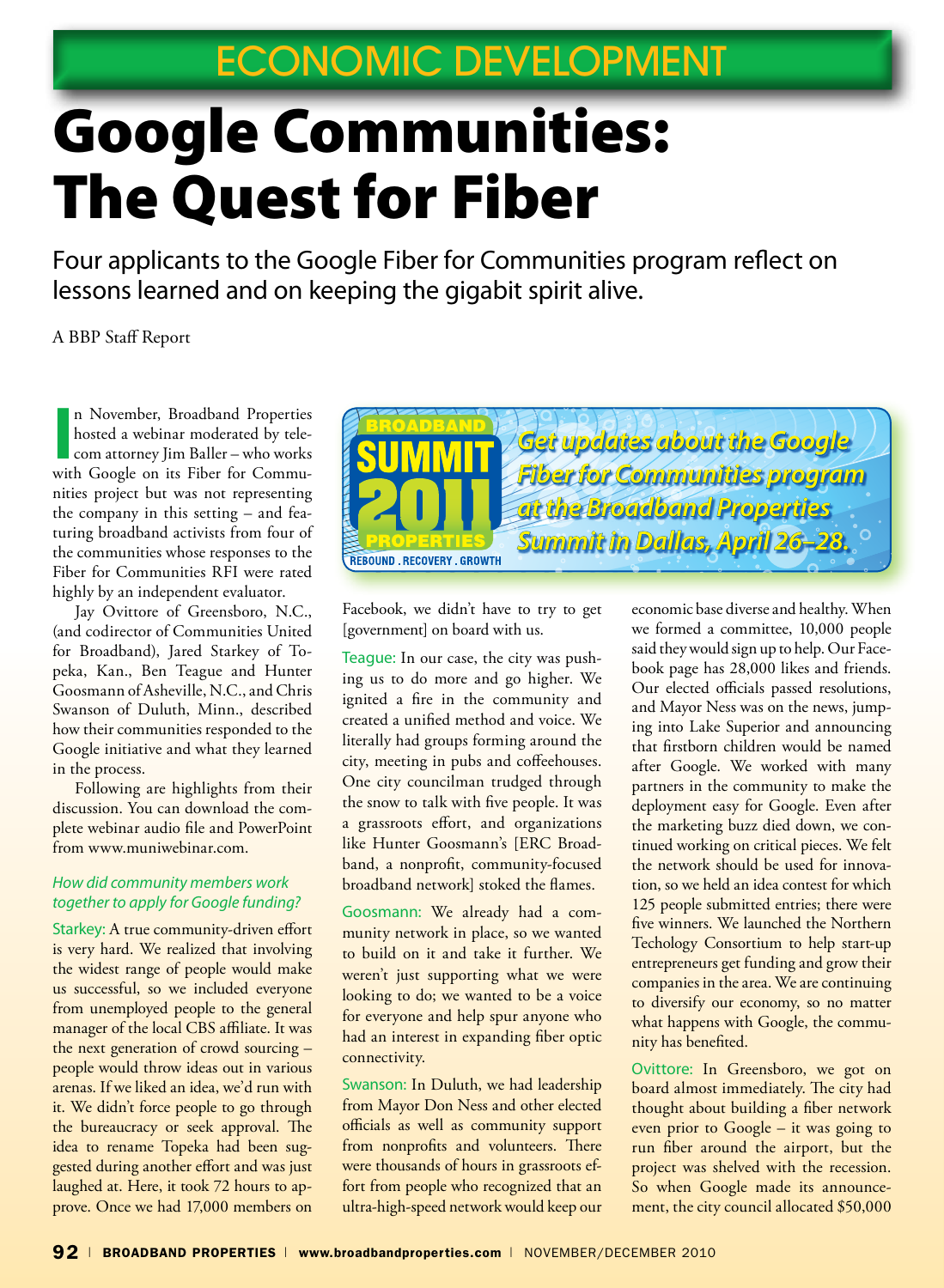ECONOMIC DEVELOPMENT

# Google Communities: The Quest for Fiber

Four applicants to the Google Fiber for Communities program reflect on lessons learned and on keeping the gigabit spirit alive.

A BBP Staff Report

In November, Broadband Properties hosted a webinar moderated by telecom attorney Jim Baller – who works with Google on its Fiber for Communities project but was not representing the company in this setting – and featuring broadband activists from four of the communities whose responses to the Fiber for Communities RFI were rated highly by an independent evaluator.

Jay Ovittore of Greensboro, N.C., (and codirector of Communities United for Broadband), Jared Starkey of Topeka, Kan., Ben Teague and Hunter Goosmann of Asheville, N.C., and Chris Swanson of Duluth, Minn., described how their communities responded to the Google initiative and what they learned in the process.

Following are highlights from their discussion. You can download the complete webinar audio file and PowerPoint from www.muniwebinar.com.

BROADBAND SUMMIT 2011 PROPERTIES – REBOUND . RECOVERY . GROWTH

Get updates about the Google Fiber for Communities program at the Broadband Properties Summit in Dallas, April 26–28.

*How did community members work together to apply for Google funding?*

Starkey: A true community-driven effort is very hard. We realized that involving the widest range of people would make us successful, so we included everyone from unemployed people to the general manager of the local CBS affiliate. It was the next generation of crowd sourcing – people would throw ideas out in various arenas. If we liked an idea, we'd run with it. We didn't force people to go through the bureaucracy or seek approval. The idea to rename Topeka had been suggested during another effort and was just laughed at. Here, it took 72 hours to approve. Once we had 17,000 members on Facebook, we didn't have to try to get [government] on board with us.

Teague: In our case, the city was pushing us to do more and go higher. We ignited a fire in the community and created a unified method and voice. We literally had groups forming around the city, meeting in pubs and coffeehouses. One city councilman trudged through the snow to talk with five people. It was a grassroots effort, and organizations like Hunter Goosmann's [ERC Broadband, a nonprofit, community-focused broadband network] stoked the flames.

Goosmann: We already had a community network in place, so we wanted to build on it and take it further. We weren't just supporting what we were looking to do; we wanted to be a voice for everyone and help spur anyone who had an interest in expanding fiber optic connectivity.

Swanson: In Duluth, we had leadership from Mayor Don Ness and other elected officials as well as community support from nonprofits and volunteers. There were thousands of hours in grassroots effort from people who recognized that an ultra-high-speed network would keep our economic base diverse and healthy. When we formed a committee, 10,000 people said they would sign up to help. Our Facebook page has 28,000 likes and friends. Our elected officials passed resolutions, and Mayor Ness was on the news, jumping into Lake Superior and announcing that firstborn children would be named after Google. We worked with many partners in the community to make the deployment easy for Google. Even after the marketing buzz died down, we continued working on critical pieces. We felt the network should be used for innovation, so we held an idea contest for which 125 people submitted entries; there were five winners. We launched the Northern Techology Consortium to help start-up entrepreneurs get funding and grow their companies in the area. We are continuing to diversify our economy, so no matter what happens with Google, the community has benefited.

Ovittore: In Greensboro, we got on board almost immediately. The city had thought about building a fiber network even prior to Google – it was going to run fiber around the airport, but the project was shelved with the recession. So when Google made its announcement, the city council allocated $50,000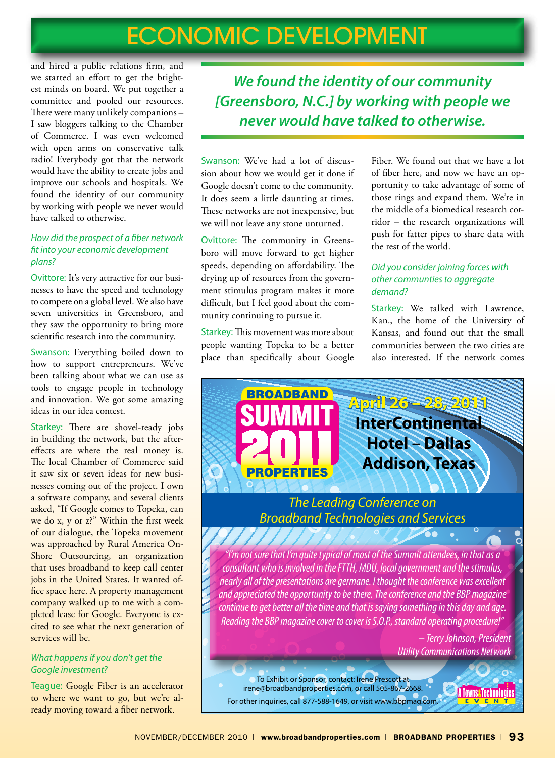# ECONOMIC DEVELOPMENT

and hired a public relations firm, and we started an effort to get the brightest minds on board. We put together a committee and pooled our resources. There were many unlikely companions – I saw bloggers talking to the Chamber of Commerce. I was even welcomed with open arms on conservative talk radio! Everybody got that the network would have the ability to create jobs and improve our schools and hospitals. We found the identity of our community by working with people we never would have talked to otherwise.

*How did the prospect of a fiber network fit into your economic development plans?*

Ovittore: It's very attractive for our businesses to have the speed and technology to compete on a global level. We also have seven universities in Greensboro, and they saw the opportunity to bring more scientific research into the community.

Swanson: Everything boiled down to how to support entrepreneurs. We've been talking about what we can use as tools to engage people in technology and innovation. We got some amazing ideas in our idea contest.

Starkey: There are shovel-ready jobs in building the network, but the aftereffects are where the real money is. The local Chamber of Commerce said it saw six or seven ideas for new businesses coming out of the project. I own a software company, and several clients asked, "If Google comes to Topeka, can we do x, y or z?" Within the first week of our dialogue, the Topeka movement was approached by Rural America On-Shore Outsourcing, an organization that uses broadband to keep call center jobs in the United States. It wanted office space here. A property management company walked up to me with a completed lease for Google. Everyone is excited to see what the next generation of services will be.

*What happens if you don't get the Google investment?*

Teague: Google Fiber is an accelerator to where we want to go, but we're already moving toward a fiber network.

> *We found the identity of our community [Greensboro, N.C.] by working with people we never would have talked to otherwise.*

Swanson: We've had a lot of discussion about how we would get it done if Google doesn't come to the community. It does seem a little daunting at times. These networks are not inexpensive, but we will not leave any stone unturned.

Ovittore: The community in Greensboro will move forward to get higher speeds, depending on affordability. The drying up of resources from the government stimulus program makes it more difficult, but I feel good about the community continuing to pursue it.

Starkey: This movement was more about people wanting Topeka to be a better place than specifically about Google Fiber. We found out that we have a lot of fiber here, and now we have an opportunity to take advantage of some of those rings and expand them. We're in the middle of a biomedical research corridor – the research organizations will push for fatter pipes to share data with the rest of the world.

*Did you consider joining forces with other communities to aggregate demand?*

Starkey: We talked with Lawrence, Kan., the home of the University of Kansas, and found out that the small communities between the two cities are also interested. If the network comes

---

**BROADBAND SUMMIT 2011 PROPERTIES**

**April 26 – 28, 2011**
**InterContinental Hotel – Dallas**
**Addison, Texas**

*The Leading Conference on Broadband Technologies and Services*

*"I'm not sure that I'm quite typical of most of the Summit attendees, in that as a consultant who is involved in the FTTH, MDU, local government and the stimulus, nearly all of the presentations are germane. I thought the conference was excellent and appreciated the opportunity to be there. The conference and the BBP magazine continue to get better all the time and that is saying something in this day and age. Reading the BBP magazine cover to cover is S.O.P., standard operating procedure!"*

*– Terry Johnson, President*
*Utility Communications Network*

To Exhibit or Sponsor, contact: Irene Prescott at irene@broadbandproperties.com, or call 505-867-2668.
For other inquiries, call 877-588-1649, or visit www.bbpmag.com.

A Towns & Technologies EVENT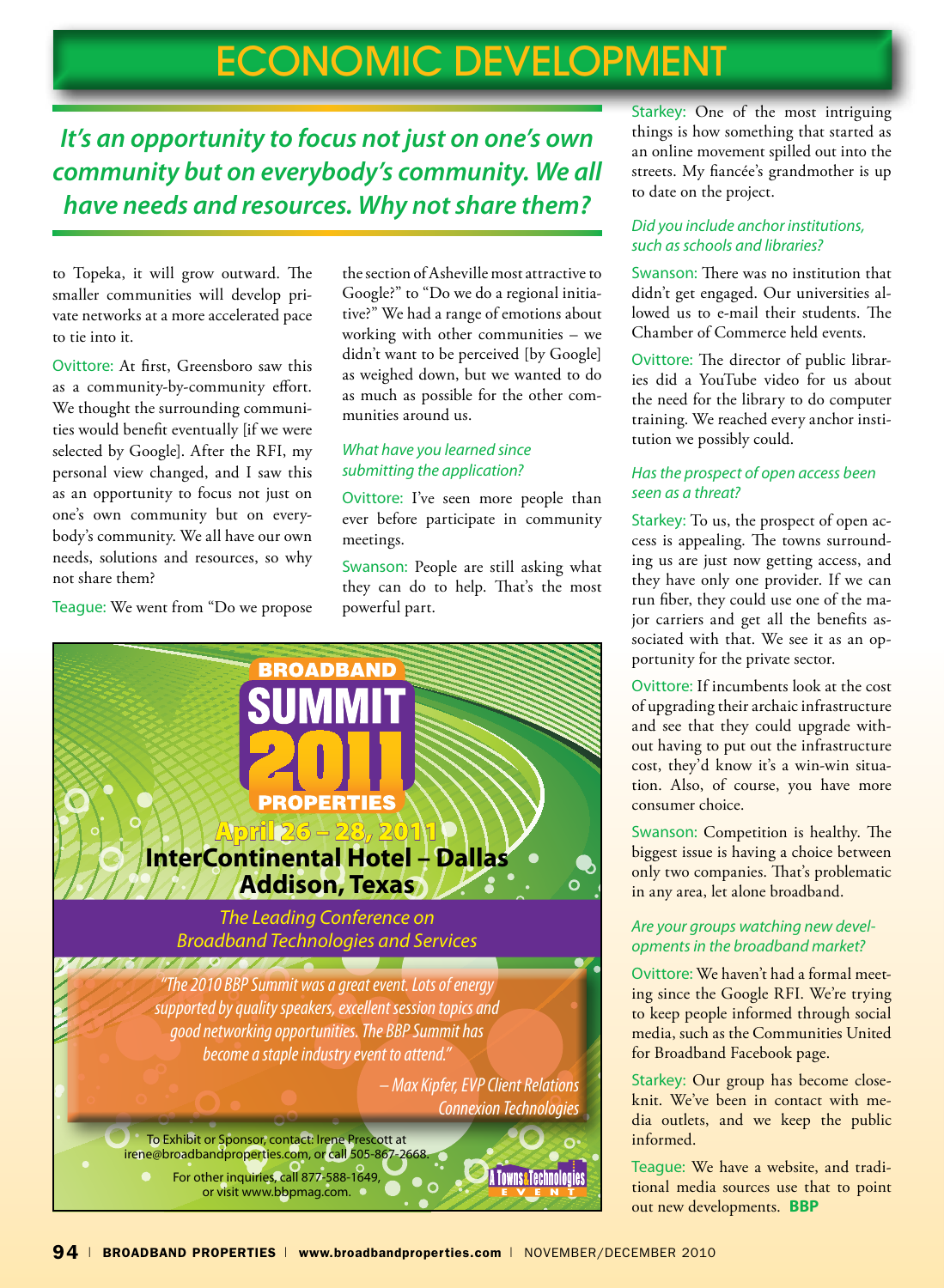# ECONOMIC DEVELOPMENT

*It's an opportunity to focus not just on one's own community but on everybody's community. We all have needs and resources. Why not share them?*

to Topeka, it will grow outward. The smaller communities will develop private networks at a more accelerated pace to tie into it.

Ovittore: At first, Greensboro saw this as a community-by-community effort. We thought the surrounding communities would benefit eventually [if we were selected by Google]. After the RFI, my personal view changed, and I saw this as an opportunity to focus not just on one's own community but on everybody's community. We all have our own needs, solutions and resources, so why not share them?

Teague: We went from "Do we propose the section of Asheville most attractive to Google?" to "Do we do a regional initiative?" We had a range of emotions about working with other communities – we didn't want to be perceived [by Google] as weighed down, but we wanted to do as much as possible for the other communities around us.

*What have you learned since submitting the application?*

Ovittore: I've seen more people than ever before participate in community meetings.

Swanson: People are still asking what they can do to help. That's the most powerful part.

BROADBAND SUMMIT 2011 PROPERTIES

April 26 – 28, 2011
InterContinental Hotel – Dallas
Addison, Texas

The Leading Conference on Broadband Technologies and Services

"The 2010 BBP Summit was a great event. Lots of energy supported by quality speakers, excellent session topics and good networking opportunities. The BBP Summit has become a staple industry event to attend."

– Max Kipfer, EVP Client Relations
Connexion Technologies

To Exhibit or Sponsor, contact: Irene Prescott at irene@broadbandproperties.com, or call 505-867-2668.

For other inquiries, call 877-588-1649, or visit www.bbpmag.com.

A Towns & Technologies EVENT

Starkey: One of the most intriguing things is how something that started as an online movement spilled out into the streets. My fiancée's grandmother is up to date on the project.

*Did you include anchor institutions, such as schools and libraries?*

Swanson: There was no institution that didn't get engaged. Our universities allowed us to e-mail their students. The Chamber of Commerce held events.

Ovittore: The director of public libraries did a YouTube video for us about the need for the library to do computer training. We reached every anchor institution we possibly could.

*Has the prospect of open access been seen as a threat?*

Starkey: To us, the prospect of open access is appealing. The towns surrounding us are just now getting access, and they have only one provider. If we can run fiber, they could use one of the major carriers and get all the benefits associated with that. We see it as an opportunity for the private sector.

Ovittore: If incumbents look at the cost of upgrading their archaic infrastructure and see that they could upgrade without having to put out the infrastructure cost, they'd know it's a win-win situation. Also, of course, you have more consumer choice.

Swanson: Competition is healthy. The biggest issue is having a choice between only two companies. That's problematic in any area, let alone broadband.

*Are your groups watching new developments in the broadband market?*

Ovittore: We haven't had a formal meeting since the Google RFI. We're trying to keep people informed through social media, such as the Communities United for Broadband Facebook page.

Starkey: Our group has become close-knit. We've been in contact with media outlets, and we keep the public informed.

Teague: We have a website, and traditional media sources use that to point out new developments. **BBP**